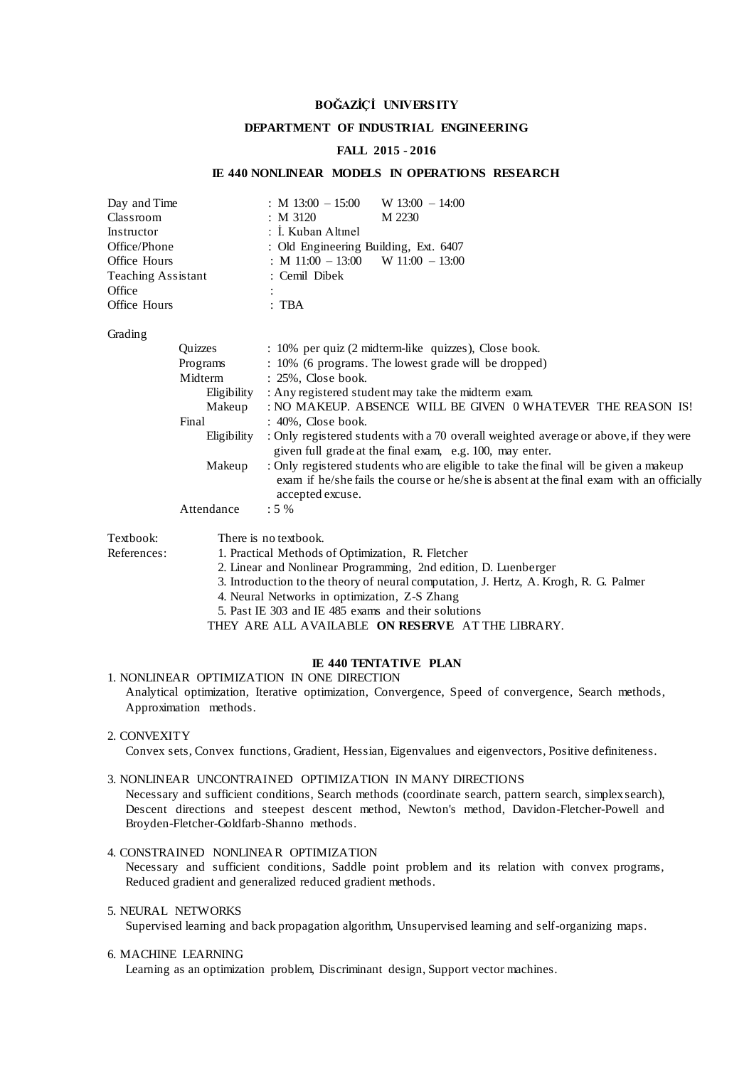# BOĞAZİÇİ UNIVERSITY

## DEPARTMENT OF INDUSTRIAL ENGINEERING

### FALL 2015 - 2016

### IE 440 NONLINEAR MODELS IN OPERATIONS RESEARCH

| | | |
|---|---|---|
| Day and Time | : M 13:00 – 15:00 | W 13:00 – 14:00 |
| Classroom | : M 3120 | M 2230 |
| Instructor | : İ. Kuban Altınel | |
| Office/Phone | : Old Engineering Building, Ext. 6407 | |
| Office Hours | : M 11:00 – 13:00 | W 11:00 – 13:00 |
| Teaching Assistant | : Cemil Dibek | |
| Office | : | |
| Office Hours | : TBA | |

Grading

- Quizzes : 10% per quiz (2 midterm-like quizzes), Close book.
- Programs : 10% (6 programs. The lowest grade will be dropped)
- Midterm : 25%, Close book.
  - Eligibility : Any registered student may take the midterm exam.
  - Makeup : NO MAKEUP. ABSENCE WILL BE GIVEN 0 WHATEVER THE REASON IS!
- Final : 40%, Close book.
  - Eligibility : Only registered students with a 70 overall weighted average or above, if they were given full grade at the final exam, e.g. 100, may enter.
  - Makeup : Only registered students who are eligible to take the final will be given a makeup exam if he/she fails the course or he/she is absent at the final exam with an officially accepted excuse.
- Attendance : 5 %

Textbook: There is no textbook.

References:
1. Practical Methods of Optimization, R. Fletcher
2. Linear and Nonlinear Programming, 2nd edition, D. Luenberger
3. Introduction to the theory of neural computation, J. Hertz, A. Krogh, R. G. Palmer
4. Neural Networks in optimization, Z-S Zhang
5. Past IE 303 and IE 485 exams and their solutions

THEY ARE ALL AVAILABLE **ON RESERVE** AT THE LIBRARY.

### IE 440 TENTATIVE PLAN

1. NONLINEAR OPTIMIZATION IN ONE DIRECTION
   Analytical optimization, Iterative optimization, Convergence, Speed of convergence, Search methods, Approximation methods.

2. CONVEXITY
   Convex sets, Convex functions, Gradient, Hessian, Eigenvalues and eigenvectors, Positive definiteness.

3. NONLINEAR UNCONTRAINED OPTIMIZATION IN MANY DIRECTIONS
   Necessary and sufficient conditions, Search methods (coordinate search, pattern search, simplex search), Descent directions and steepest descent method, Newton's method, Davidon-Fletcher-Powell and Broyden-Fletcher-Goldfarb-Shanno methods.

4. CONSTRAINED NONLINEAR OPTIMIZATION
   Necessary and sufficient conditions, Saddle point problem and its relation with convex programs, Reduced gradient and generalized reduced gradient methods.

5. NEURAL NETWORKS
   Supervised learning and back propagation algorithm, Unsupervised learning and self-organizing maps.

6. MACHINE LEARNING
   Learning as an optimization problem, Discriminant design, Support vector machines.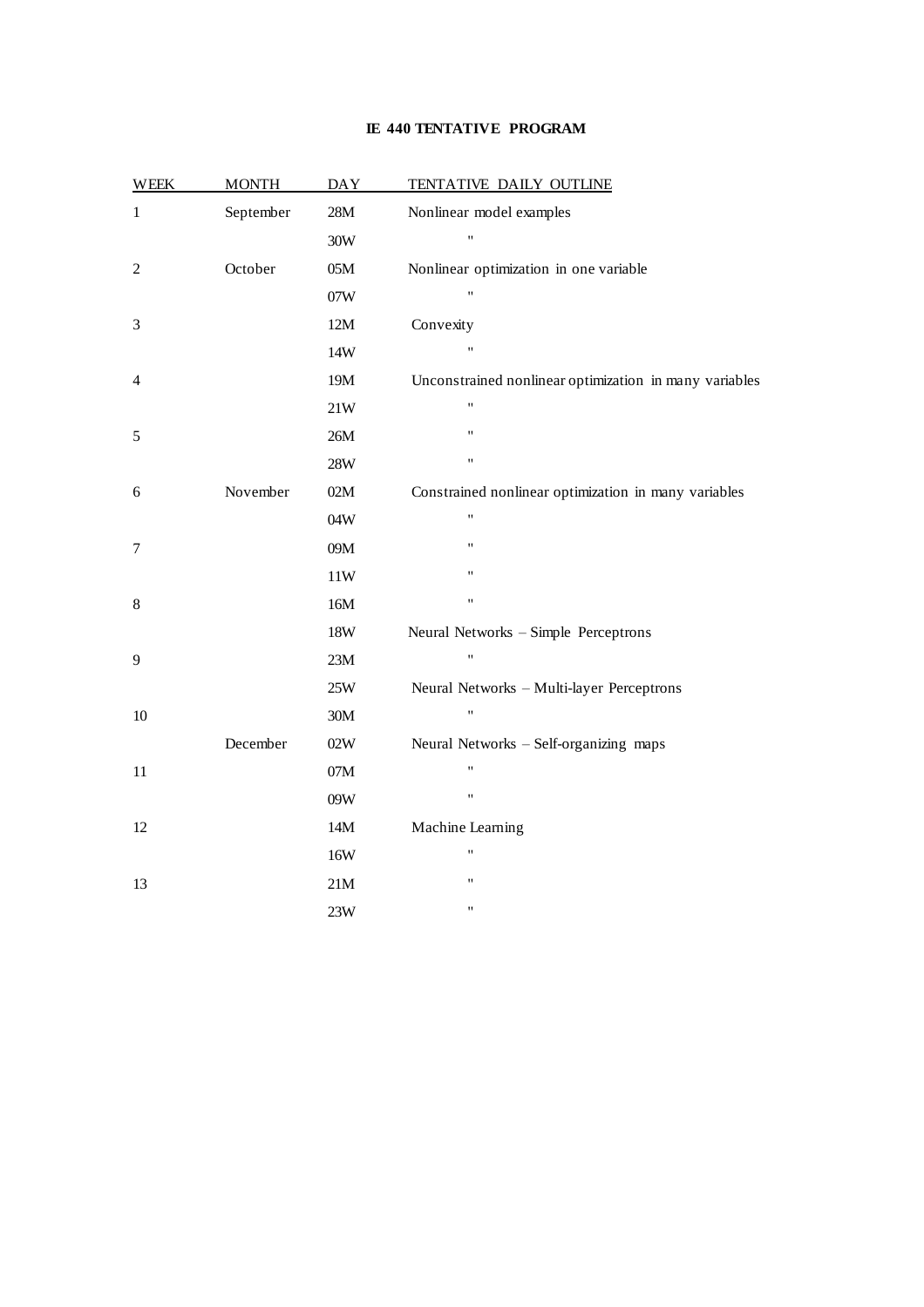**IE 440 TENTATIVE PROGRAM**

| WEEK | MONTH | DAY | TENTATIVE DAILY OUTLINE |
|---|---|---|---|
| 1 | September | 28M | Nonlinear model examples |
| | | 30W | " |
| 2 | October | 05M | Nonlinear optimization in one variable |
| | | 07W | " |
| 3 | | 12M | Convexity |
| | | 14W | " |
| 4 | | 19M | Unconstrained nonlinear optimization in many variables |
| | | 21W | " |
| 5 | | 26M | " |
| | | 28W | " |
| 6 | November | 02M | Constrained nonlinear optimization in many variables |
| | | 04W | " |
| 7 | | 09M | " |
| | | 11W | " |
| 8 | | 16M | " |
| | | 18W | Neural Networks – Simple Perceptrons |
| 9 | | 23M | " |
| | | 25W | Neural Networks – Multi-layer Perceptrons |
| 10 | | 30M | " |
| | December | 02W | Neural Networks – Self-organizing maps |
| 11 | | 07M | " |
| | | 09W | " |
| 12 | | 14M | Machine Learning |
| | | 16W | " |
| 13 | | 21M | " |
| | | 23W | " |